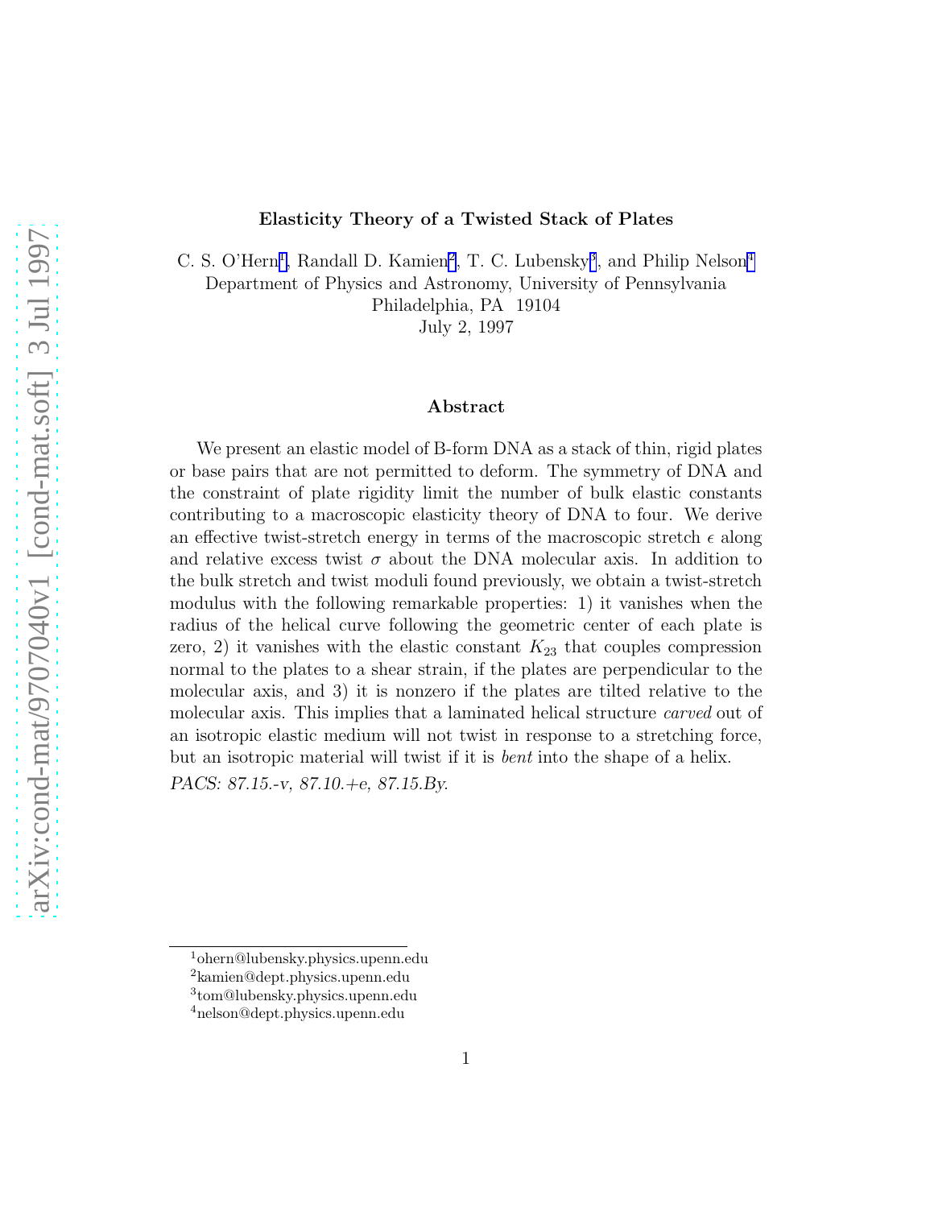# Elasticity Theory of a Twisted Stack of Plates

C. S. O'Hern[1], Randall D. Kamien[2], T. C. Lubensky[3], and Philip Nelson[4]

Department of Physics and Astronomy, University of Pennsylvania
Philadelphia, PA 19104
July 2, 1997

## Abstract

We present an elastic model of B-form DNA as a stack of thin, rigid plates or base pairs that are not permitted to deform. The symmetry of DNA and the constraint of plate rigidity limit the number of bulk elastic constants contributing to a macroscopic elasticity theory of DNA to four. We derive an effective twist-stretch energy in terms of the macroscopic stretch $\epsilon$ along and relative excess twist $\sigma$ about the DNA molecular axis. In addition to the bulk stretch and twist moduli found previously, we obtain a twist-stretch modulus with the following remarkable properties: 1) it vanishes when the radius of the helical curve following the geometric center of each plate is zero, 2) it vanishes with the elastic constant $K_{23}$ that couples compression normal to the plates to a shear strain, if the plates are perpendicular to the molecular axis, and 3) it is nonzero if the plates are tilted relative to the molecular axis. This implies that a laminated helical structure *carved* out of an isotropic elastic medium will not twist in response to a stretching force, but an isotropic material will twist if it is *bent* into the shape of a helix.

*PACS: 87.15.-v, 87.10.+e, 87.15.By.*

---

[1] ohern@lubensky.physics.upenn.edu

[2] kamien@dept.physics.upenn.edu

[3] tom@lubensky.physics.upenn.edu

[4] nelson@dept.physics.upenn.edu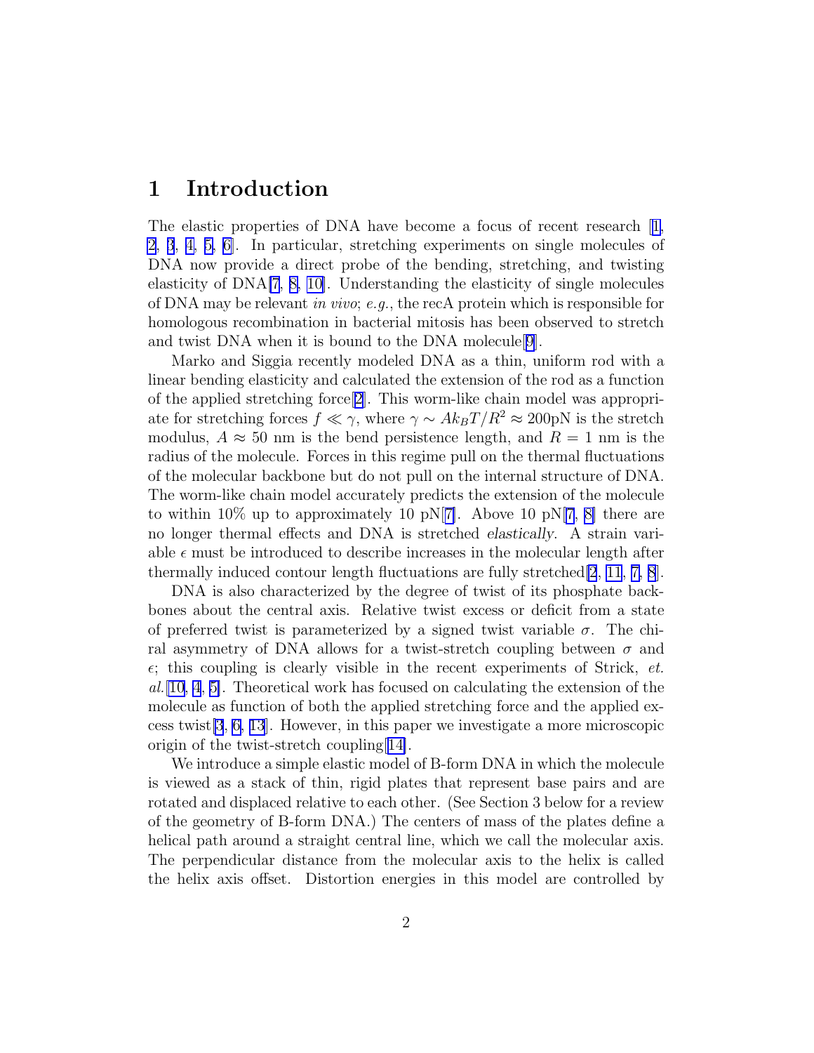# 1 Introduction

The elastic properties of DNA have become a focus of recent research [1, 2, 3, 4, 5, 6]. In particular, stretching experiments on single molecules of DNA now provide a direct probe of the bending, stretching, and twisting elasticity of DNA[7, 8, 10]. Understanding the elasticity of single molecules of DNA may be relevant *in vivo*; *e.g.*, the recA protein which is responsible for homologous recombination in bacterial mitosis has been observed to stretch and twist DNA when it is bound to the DNA molecule[9].

Marko and Siggia recently modeled DNA as a thin, uniform rod with a linear bending elasticity and calculated the extension of the rod as a function of the applied stretching force[2]. This worm-like chain model was appropriate for stretching forces $f \ll \gamma$, where $\gamma \sim Ak_BT/R^2 \approx 200\text{pN}$ is the stretch modulus, $A \approx 50$ nm is the bend persistence length, and $R = 1$ nm is the radius of the molecule. Forces in this regime pull on the thermal fluctuations of the molecular backbone but do not pull on the internal structure of DNA. The worm-like chain model accurately predicts the extension of the molecule to within 10% up to approximately 10 pN[7]. Above 10 pN[7, 8] there are no longer thermal effects and DNA is stretched *elastically*. A strain variable $\epsilon$ must be introduced to describe increases in the molecular length after thermally induced contour length fluctuations are fully stretched[2, 11, 7, 8].

DNA is also characterized by the degree of twist of its phosphate backbones about the central axis. Relative twist excess or deficit from a state of preferred twist is parameterized by a signed twist variable $\sigma$. The chiral asymmetry of DNA allows for a twist-stretch coupling between $\sigma$ and $\epsilon$; this coupling is clearly visible in the recent experiments of Strick, *et. al.*[10, 4, 5]. Theoretical work has focused on calculating the extension of the molecule as function of both the applied stretching force and the applied excess twist[3, 6, 13]. However, in this paper we investigate a more microscopic origin of the twist-stretch coupling[14].

We introduce a simple elastic model of B-form DNA in which the molecule is viewed as a stack of thin, rigid plates that represent base pairs and are rotated and displaced relative to each other. (See Section 3 below for a review of the geometry of B-form DNA.) The centers of mass of the plates define a helical path around a straight central line, which we call the molecular axis. The perpendicular distance from the molecular axis to the helix is called the helix axis offset. Distortion energies in this model are controlled by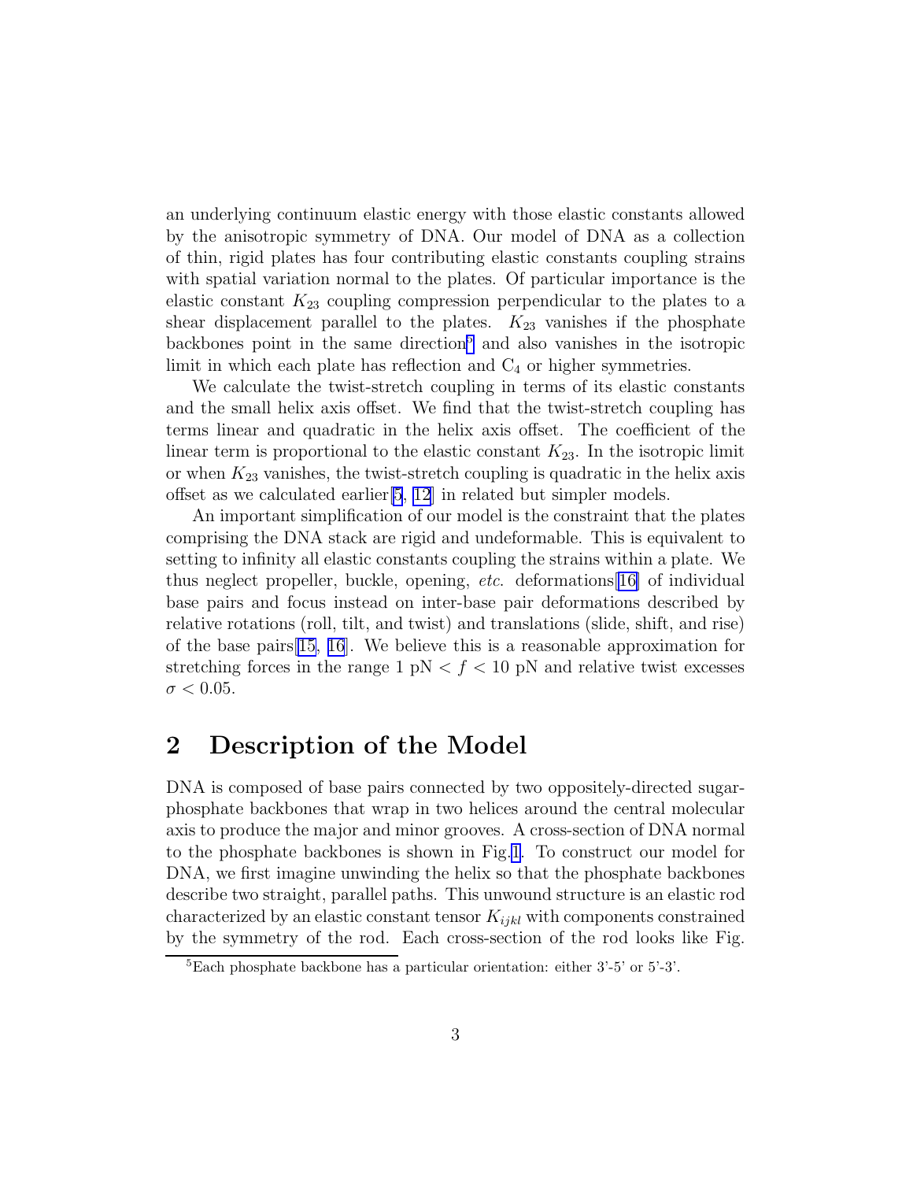an underlying continuum elastic energy with those elastic constants allowed by the anisotropic symmetry of DNA. Our model of DNA as a collection of thin, rigid plates has four contributing elastic constants coupling strains with spatial variation normal to the plates. Of particular importance is the elastic constant $K_{23}$ coupling compression perpendicular to the plates to a shear displacement parallel to the plates. $K_{23}$ vanishes if the phosphate backbones point in the same direction[5] and also vanishes in the isotropic limit in which each plate has reflection and $C_4$ or higher symmetries.

We calculate the twist-stretch coupling in terms of its elastic constants and the small helix axis offset. We find that the twist-stretch coupling has terms linear and quadratic in the helix axis offset. The coefficient of the linear term is proportional to the elastic constant $K_{23}$. In the isotropic limit or when $K_{23}$ vanishes, the twist-stretch coupling is quadratic in the helix axis offset as we calculated earlier[5, 12] in related but simpler models.

An important simplification of our model is the constraint that the plates comprising the DNA stack are rigid and undeformable. This is equivalent to setting to infinity all elastic constants coupling the strains within a plate. We thus neglect propeller, buckle, opening, *etc.* deformations[16] of individual base pairs and focus instead on inter-base pair deformations described by relative rotations (roll, tilt, and twist) and translations (slide, shift, and rise) of the base pairs[15, 16]. We believe this is a reasonable approximation for stretching forces in the range 1 pN $< f <$ 10 pN and relative twist excesses $\sigma < 0.05$.

## 2 Description of the Model

DNA is composed of base pairs connected by two oppositely-directed sugar-phosphate backbones that wrap in two helices around the central molecular axis to produce the major and minor grooves. A cross-section of DNA normal to the phosphate backbones is shown in Fig.1. To construct our model for DNA, we first imagine unwinding the helix so that the phosphate backbones describe two straight, parallel paths. This unwound structure is an elastic rod characterized by an elastic constant tensor $K_{ijkl}$ with components constrained by the symmetry of the rod. Each cross-section of the rod looks like Fig.

[5]Each phosphate backbone has a particular orientation: either 3'-5' or 5'-3'.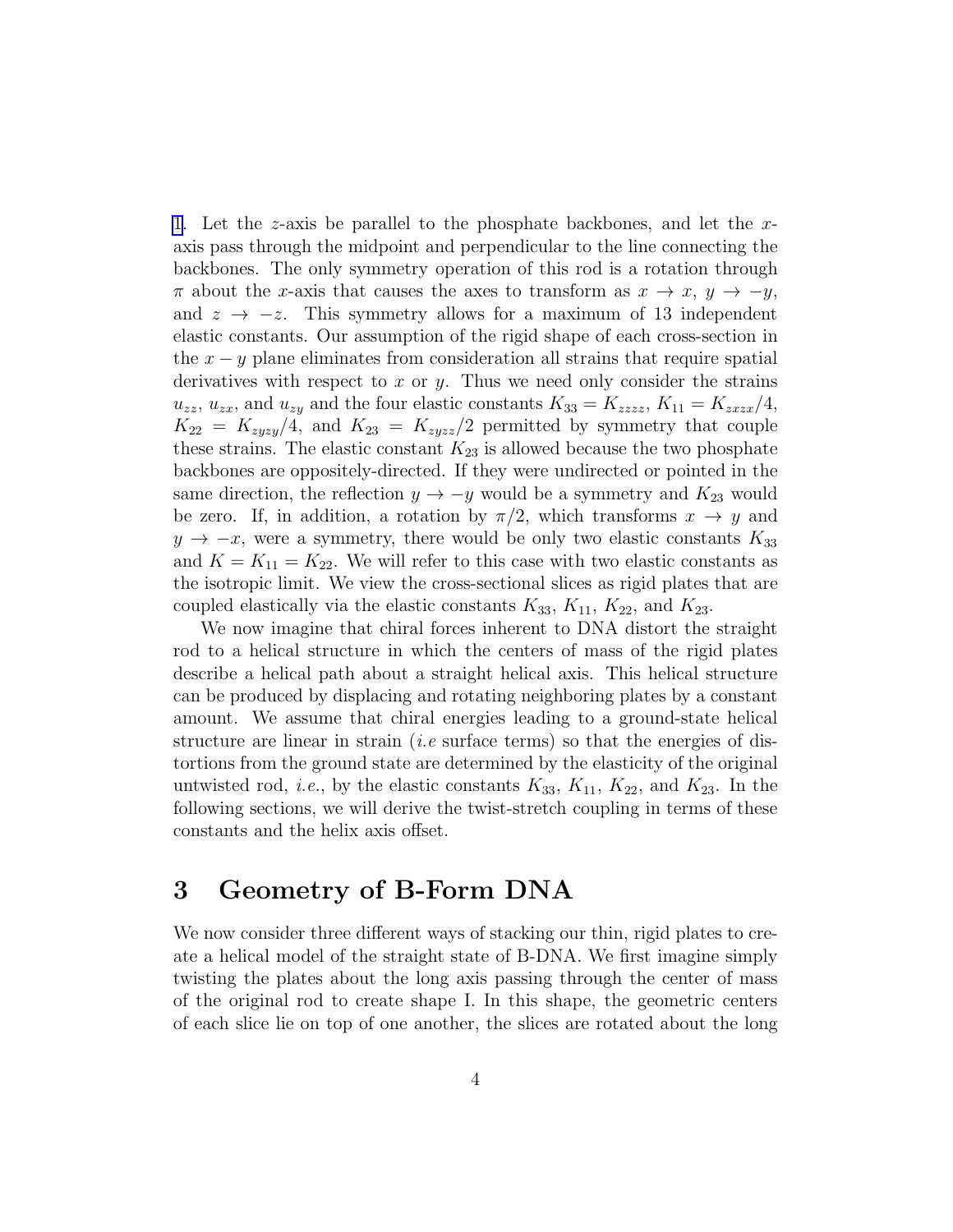[1]. Let the $z$-axis be parallel to the phosphate backbones, and let the $x$-axis pass through the midpoint and perpendicular to the line connecting the backbones. The only symmetry operation of this rod is a rotation through $\pi$ about the $x$-axis that causes the axes to transform as $x \to x$, $y \to -y$, and $z \to -z$. This symmetry allows for a maximum of 13 independent elastic constants. Our assumption of the rigid shape of each cross-section in the $x-y$ plane eliminates from consideration all strains that require spatial derivatives with respect to $x$ or $y$. Thus we need only consider the strains $u_{zz}$, $u_{zx}$, and $u_{zy}$ and the four elastic constants $K_{33} = K_{zzzz}$, $K_{11} = K_{zxzx}/4$, $K_{22} = K_{zyzy}/4$, and $K_{23} = K_{zyzz}/2$ permitted by symmetry that couple these strains. The elastic constant $K_{23}$ is allowed because the two phosphate backbones are oppositely-directed. If they were undirected or pointed in the same direction, the reflection $y \to -y$ would be a symmetry and $K_{23}$ would be zero. If, in addition, a rotation by $\pi/2$, which transforms $x \to y$ and $y \to -x$, were a symmetry, there would be only two elastic constants $K_{33}$ and $K = K_{11} = K_{22}$. We will refer to this case with two elastic constants as the isotropic limit. We view the cross-sectional slices as rigid plates that are coupled elastically via the elastic constants $K_{33}$, $K_{11}$, $K_{22}$, and $K_{23}$.

We now imagine that chiral forces inherent to DNA distort the straight rod to a helical structure in which the centers of mass of the rigid plates describe a helical path about a straight helical axis. This helical structure can be produced by displacing and rotating neighboring plates by a constant amount. We assume that chiral energies leading to a ground-state helical structure are linear in strain (*i.e* surface terms) so that the energies of distortions from the ground state are determined by the elasticity of the original untwisted rod, *i.e.*, by the elastic constants $K_{33}$, $K_{11}$, $K_{22}$, and $K_{23}$. In the following sections, we will derive the twist-stretch coupling in terms of these constants and the helix axis offset.

## 3 Geometry of B-Form DNA

We now consider three different ways of stacking our thin, rigid plates to create a helical model of the straight state of B-DNA. We first imagine simply twisting the plates about the long axis passing through the center of mass of the original rod to create shape I. In this shape, the geometric centers of each slice lie on top of one another, the slices are rotated about the long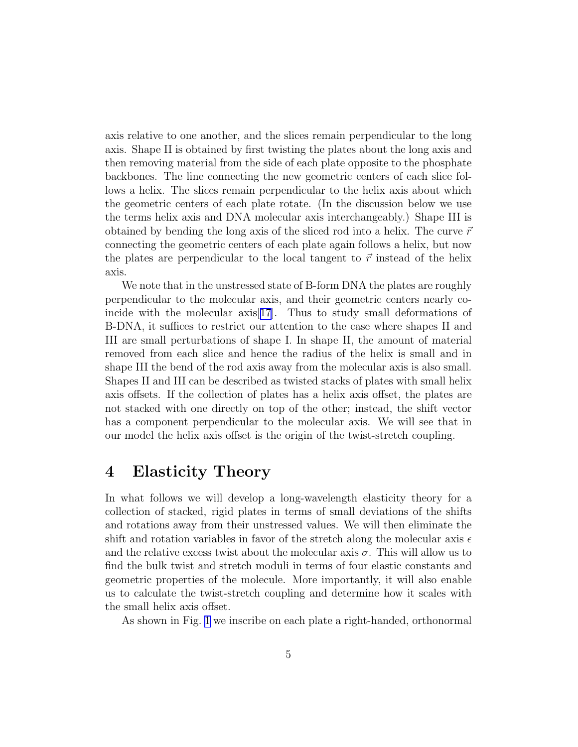axis relative to one another, and the slices remain perpendicular to the long axis. Shape II is obtained by first twisting the plates about the long axis and then removing material from the side of each plate opposite to the phosphate backbones. The line connecting the new geometric centers of each slice follows a helix. The slices remain perpendicular to the helix axis about which the geometric centers of each plate rotate. (In the discussion below we use the terms helix axis and DNA molecular axis interchangeably.) Shape III is obtained by bending the long axis of the sliced rod into a helix. The curve $\vec{r}$ connecting the geometric centers of each plate again follows a helix, but now the plates are perpendicular to the local tangent to $\vec{r}$ instead of the helix axis.

We note that in the unstressed state of B-form DNA the plates are roughly perpendicular to the molecular axis, and their geometric centers nearly coincide with the molecular axis[17]. Thus to study small deformations of B-DNA, it suffices to restrict our attention to the case where shapes II and III are small perturbations of shape I. In shape II, the amount of material removed from each slice and hence the radius of the helix is small and in shape III the bend of the rod axis away from the molecular axis is also small. Shapes II and III can be described as twisted stacks of plates with small helix axis offsets. If the collection of plates has a helix axis offset, the plates are not stacked with one directly on top of the other; instead, the shift vector has a component perpendicular to the molecular axis. We will see that in our model the helix axis offset is the origin of the twist-stretch coupling.

# 4 Elasticity Theory

In what follows we will develop a long-wavelength elasticity theory for a collection of stacked, rigid plates in terms of small deviations of the shifts and rotations away from their unstressed values. We will then eliminate the shift and rotation variables in favor of the stretch along the molecular axis $\epsilon$ and the relative excess twist about the molecular axis $\sigma$. This will allow us to find the bulk twist and stretch moduli in terms of four elastic constants and geometric properties of the molecule. More importantly, it will also enable us to calculate the twist-stretch coupling and determine how it scales with the small helix axis offset.

As shown in Fig. 1 we inscribe on each plate a right-handed, orthonormal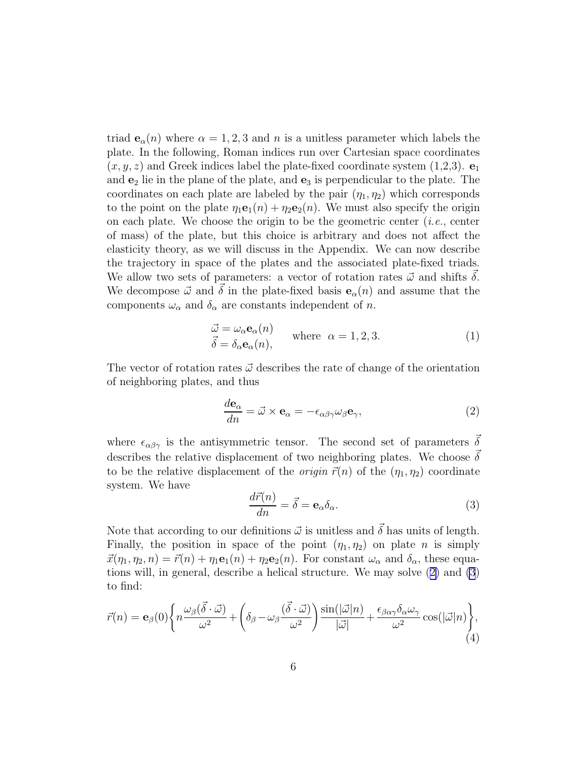triad $\mathbf{e}_\alpha(n)$ where $\alpha = 1, 2, 3$ and $n$ is a unitless parameter which labels the plate. In the following, Roman indices run over Cartesian space coordinates $(x, y, z)$ and Greek indices label the plate-fixed coordinate system (1,2,3). $\mathbf{e}_1$ and $\mathbf{e}_2$ lie in the plane of the plate, and $\mathbf{e}_3$ is perpendicular to the plate. The coordinates on each plate are labeled by the pair $(\eta_1, \eta_2)$ which corresponds to the point on the plate $\eta_1 \mathbf{e}_1(n) + \eta_2 \mathbf{e}_2(n)$. We must also specify the origin on each plate. We choose the origin to be the geometric center (*i.e.*, center of mass) of the plate, but this choice is arbitrary and does not affect the elasticity theory, as we will discuss in the Appendix. We can now describe the trajectory in space of the plates and the associated plate-fixed triads. We allow two sets of parameters: a vector of rotation rates $\vec{\omega}$ and shifts $\vec{\delta}$. We decompose $\vec{\omega}$ and $\vec{\delta}$ in the plate-fixed basis $\mathbf{e}_\alpha(n)$ and assume that the components $\omega_\alpha$ and $\delta_\alpha$ are constants independent of $n$.

$$
\begin{aligned}
\vec{\omega} &= \omega_\alpha \mathbf{e}_\alpha(n) \\
\vec{\delta} &= \delta_\alpha \mathbf{e}_\alpha(n),
\end{aligned}
\qquad \text{where} \quad \alpha = 1, 2, 3. \tag{1}
$$

The vector of rotation rates $\vec{\omega}$ describes the rate of change of the orientation of neighboring plates, and thus

$$
\frac{d\mathbf{e}_\alpha}{dn} = \vec{\omega} \times \mathbf{e}_\alpha = -\epsilon_{\alpha\beta\gamma}\omega_\beta \mathbf{e}_\gamma, \tag{2}
$$

where $\epsilon_{\alpha\beta\gamma}$ is the antisymmetric tensor. The second set of parameters $\vec{\delta}$ describes the relative displacement of two neighboring plates. We choose $\vec{\delta}$ to be the relative displacement of the *origin* $\vec{r}(n)$ of the $(\eta_1, \eta_2)$ coordinate system. We have

$$
\frac{d\vec{r}(n)}{dn} = \vec{\delta} = \mathbf{e}_\alpha \delta_\alpha. \tag{3}
$$

Note that according to our definitions $\vec{\omega}$ is unitless and $\vec{\delta}$ has units of length. Finally, the position in space of the point $(\eta_1, \eta_2)$ on plate $n$ is simply $\vec{x}(\eta_1, \eta_2, n) = \vec{r}(n) + \eta_1 \mathbf{e}_1(n) + \eta_2 \mathbf{e}_2(n)$. For constant $\omega_\alpha$ and $\delta_\alpha$, these equations will, in general, describe a helical structure. We may solve (2) and (3) to find:

$$
\vec{r}(n) = \mathbf{e}_\beta(0)\left\{ n\frac{\omega_\beta(\vec{\delta}\cdot\vec{\omega})}{\omega^2} + \left(\delta_\beta - \omega_\beta\frac{(\vec{\delta}\cdot\vec{\omega})}{\omega^2}\right)\frac{\sin(|\vec{\omega}|n)}{|\vec{\omega}|} + \frac{\epsilon_{\beta\alpha\gamma}\delta_\alpha\omega_\gamma}{\omega^2}\cos(|\vec{\omega}|n)\right\}, \tag{4}
$$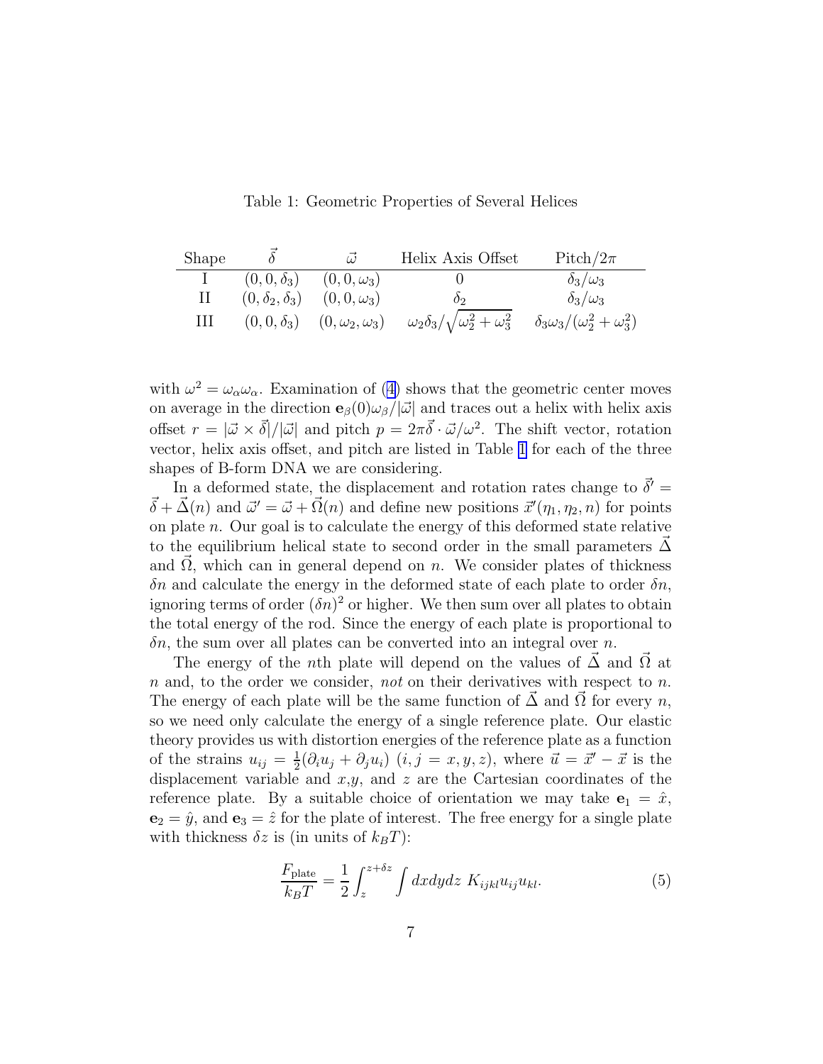Table 1: Geometric Properties of Several Helices

| Shape | $\vec{\delta}$ | $\vec{\omega}$ | Helix Axis Offset | Pitch/$2\pi$ |
|---|---|---|---|---|
| I | $(0, 0, \delta_3)$ | $(0, 0, \omega_3)$ | $0$ | $\delta_3/\omega_3$ |
| II | $(0, \delta_2, \delta_3)$ | $(0, 0, \omega_3)$ | $\delta_2$ | $\delta_3/\omega_3$ |
| III | $(0, 0, \delta_3)$ | $(0, \omega_2, \omega_3)$ | $\omega_2\delta_3/\sqrt{\omega_2^2 + \omega_3^2}$ | $\delta_3\omega_3/(\omega_2^2 + \omega_3^2)$ |

with $\omega^2 = \omega_\alpha \omega_\alpha$. Examination of (4) shows that the geometric center moves on average in the direction $\mathbf{e}_\beta(0)\omega_\beta/|\vec{\omega}|$ and traces out a helix with helix axis offset $r = |\vec{\omega} \times \vec{\delta}|/|\vec{\omega}|$ and pitch $p = 2\pi\vec{\delta} \cdot \vec{\omega}/\omega^2$. The shift vector, rotation vector, helix axis offset, and pitch are listed in Table 1 for each of the three shapes of B-form DNA we are considering.

In a deformed state, the displacement and rotation rates change to $\vec{\delta}' = \vec{\delta} + \vec{\Delta}(n)$ and $\vec{\omega}' = \vec{\omega} + \vec{\Omega}(n)$ and define new positions $\vec{x}'(\eta_1, \eta_2, n)$ for points on plate $n$. Our goal is to calculate the energy of this deformed state relative to the equilibrium helical state to second order in the small parameters $\vec{\Delta}$ and $\vec{\Omega}$, which can in general depend on $n$. We consider plates of thickness $\delta n$ and calculate the energy in the deformed state of each plate to order $\delta n$, ignoring terms of order $(\delta n)^2$ or higher. We then sum over all plates to obtain the total energy of the rod. Since the energy of each plate is proportional to $\delta n$, the sum over all plates can be converted into an integral over $n$.

The energy of the $n$th plate will depend on the values of $\vec{\Delta}$ and $\vec{\Omega}$ at $n$ and, to the order we consider, *not* on their derivatives with respect to $n$. The energy of each plate will be the same function of $\vec{\Delta}$ and $\vec{\Omega}$ for every $n$, so we need only calculate the energy of a single reference plate. Our elastic theory provides us with distortion energies of the reference plate as a function of the strains $u_{ij} = \frac{1}{2}(\partial_i u_j + \partial_j u_i)$ $(i, j = x, y, z)$, where $\vec{u} = \vec{x}' - \vec{x}$ is the displacement variable and $x$,$y$, and $z$ are the Cartesian coordinates of the reference plate. By a suitable choice of orientation we may take $\mathbf{e}_1 = \hat{x}$, $\mathbf{e}_2 = \hat{y}$, and $\mathbf{e}_3 = \hat{z}$ for the plate of interest. The free energy for a single plate with thickness $\delta z$ is (in units of $k_BT$):

$$\frac{F_{\text{plate}}}{k_BT} = \frac{1}{2}\int_z^{z+\delta z} \int dxdydz\ K_{ijkl}u_{ij}u_{kl}. \tag{5}$$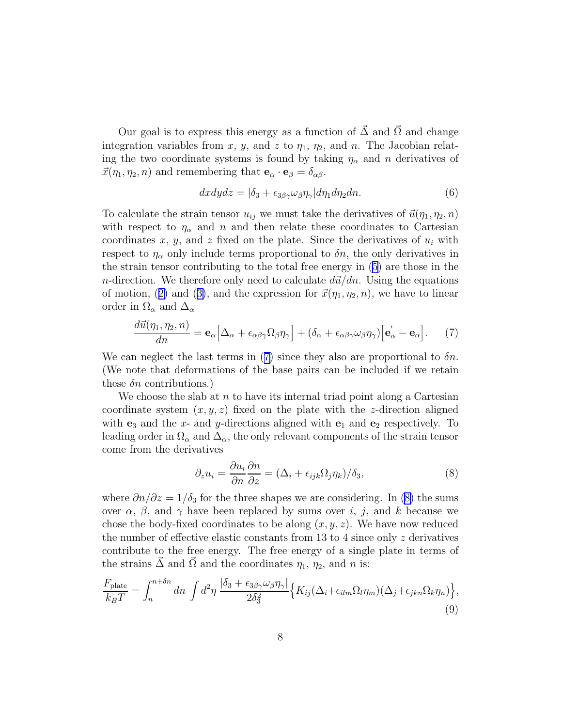Our goal is to express this energy as a function of $\vec{\Delta}$ and $\vec{\Omega}$ and change integration variables from $x$, $y$, and $z$ to $\eta_1$, $\eta_2$, and $n$. The Jacobian relating the two coordinate systems is found by taking $\eta_\alpha$ and $n$ derivatives of $\vec{x}(\eta_1, \eta_2, n)$ and remembering that $\mathbf{e}_\alpha \cdot \mathbf{e}_\beta = \delta_{\alpha\beta}$.

$$dxdydz = |\delta_3 + \epsilon_{3\beta\gamma}\omega_\beta\eta_\gamma| d\eta_1 d\eta_2 dn. \tag{6}$$

To calculate the strain tensor $u_{ij}$ we must take the derivatives of $\vec{u}(\eta_1, \eta_2, n)$ with respect to $\eta_\alpha$ and $n$ and then relate these coordinates to Cartesian coordinates $x$, $y$, and $z$ fixed on the plate. Since the derivatives of $u_i$ with respect to $\eta_\alpha$ only include terms proportional to $\delta n$, the only derivatives in the strain tensor contributing to the total free energy in (5) are those in the $n$-direction. We therefore only need to calculate $d\vec{u}/dn$. Using the equations of motion, (2) and (3), and the expression for $\vec{x}(\eta_1, \eta_2, n)$, we have to linear order in $\Omega_\alpha$ and $\Delta_\alpha$

$$\frac{d\vec{u}(\eta_1, \eta_2, n)}{dn} = \mathbf{e}_\alpha \Big[\Delta_\alpha + \epsilon_{\alpha\beta\gamma}\Omega_\beta\eta_\gamma\Big] + (\delta_\alpha + \epsilon_{\alpha\beta\gamma}\omega_\beta\eta_\gamma)\Big[\mathbf{e}_\alpha^{'} - \mathbf{e}_\alpha\Big]. \tag{7}$$

We can neglect the last terms in (7) since they also are proportional to $\delta n$. (We note that deformations of the base pairs can be included if we retain these $\delta n$ contributions.)

We choose the slab at $n$ to have its internal triad point along a Cartesian coordinate system $(x, y, z)$ fixed on the plate with the $z$-direction aligned with $\mathbf{e}_3$ and the $x$- and $y$-directions aligned with $\mathbf{e}_1$ and $\mathbf{e}_2$ respectively. To leading order in $\Omega_\alpha$ and $\Delta_\alpha$, the only relevant components of the strain tensor come from the derivatives

$$\partial_z u_i = \frac{\partial u_i}{\partial n}\frac{\partial n}{\partial z} = (\Delta_i + \epsilon_{ijk}\Omega_j\eta_k)/\delta_3, \tag{8}$$

where $\partial n/\partial z = 1/\delta_3$ for the three shapes we are considering. In (8) the sums over $\alpha$, $\beta$, and $\gamma$ have been replaced by sums over $i$, $j$, and $k$ because we chose the body-fixed coordinates to be along $(x, y, z)$. We have now reduced the number of effective elastic constants from 13 to 4 since only $z$ derivatives contribute to the free energy. The free energy of a single plate in terms of the strains $\vec{\Delta}$ and $\vec{\Omega}$ and the coordinates $\eta_1$, $\eta_2$, and $n$ is:

$$\frac{F_{\rm plate}}{k_B T} = \int_n^{n+\delta n} dn \int d^2\eta \, \frac{|\delta_3 + \epsilon_{3\beta\gamma}\omega_\beta\eta_\gamma|}{2\delta_3^2}\Big\{K_{ij}(\Delta_i + \epsilon_{ilm}\Omega_l\eta_m)(\Delta_j + \epsilon_{jkn}\Omega_k\eta_n)\Big\}, \tag{9}$$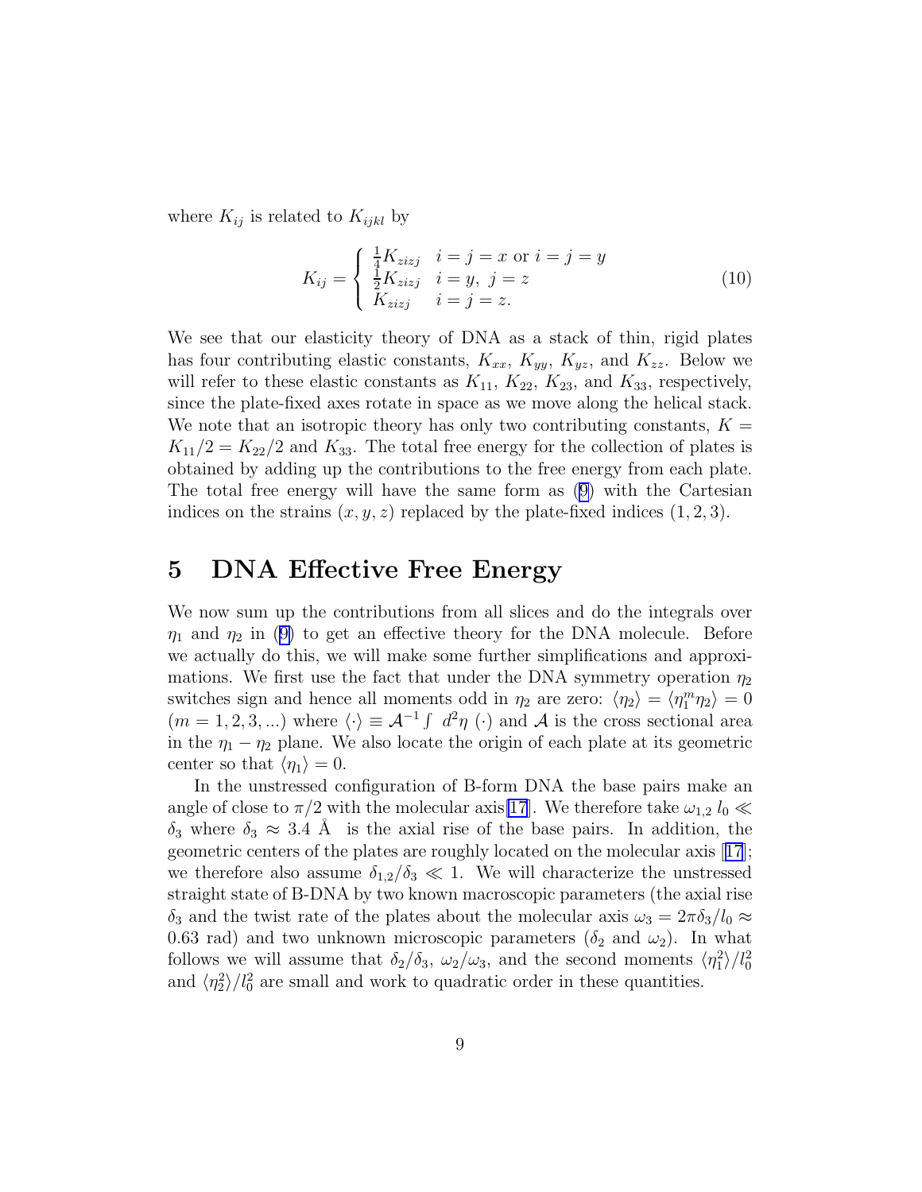where $K_{ij}$ is related to $K_{ijkl}$ by

$$K_{ij} = \begin{cases} \frac{1}{4}K_{zizj} & i=j=x \text{ or } i=j=y \\ \frac{1}{2}K_{zizj} & i=y,\ j=z \\ K_{zizj} & i=j=z. \end{cases} \tag{10}$$

We see that our elasticity theory of DNA as a stack of thin, rigid plates has four contributing elastic constants, $K_{xx}$, $K_{yy}$, $K_{yz}$, and $K_{zz}$. Below we will refer to these elastic constants as $K_{11}$, $K_{22}$, $K_{23}$, and $K_{33}$, respectively, since the plate-fixed axes rotate in space as we move along the helical stack. We note that an isotropic theory has only two contributing constants, $K = K_{11}/2 = K_{22}/2$ and $K_{33}$. The total free energy for the collection of plates is obtained by adding up the contributions to the free energy from each plate. The total free energy will have the same form as (9) with the Cartesian indices on the strains $(x, y, z)$ replaced by the plate-fixed indices $(1, 2, 3)$.

# 5 DNA Effective Free Energy

We now sum up the contributions from all slices and do the integrals over $\eta_1$ and $\eta_2$ in (9) to get an effective theory for the DNA molecule. Before we actually do this, we will make some further simplifications and approximations. We first use the fact that under the DNA symmetry operation $\eta_2$ switches sign and hence all moments odd in $\eta_2$ are zero: $\langle \eta_2 \rangle = \langle \eta_1^m \eta_2 \rangle = 0$ $(m = 1, 2, 3, ...)$ where $\langle \cdot \rangle \equiv \mathcal{A}^{-1} \int\ d^2\eta\ (\cdot)$ and $\mathcal{A}$ is the cross sectional area in the $\eta_1 - \eta_2$ plane. We also locate the origin of each plate at its geometric center so that $\langle \eta_1 \rangle = 0$.

In the unstressed configuration of B-form DNA the base pairs make an angle of close to $\pi/2$ with the molecular axis[17]. We therefore take $\omega_{1,2}\, l_0 \ll \delta_3$ where $\delta_3 \approx 3.4$ Å is the axial rise of the base pairs. In addition, the geometric centers of the plates are roughly located on the molecular axis [17]; we therefore also assume $\delta_{1,2}/\delta_3 \ll 1$. We will characterize the unstressed straight state of B-DNA by two known macroscopic parameters (the axial rise $\delta_3$ and the twist rate of the plates about the molecular axis $\omega_3 = 2\pi\delta_3/l_0 \approx 0.63$ rad) and two unknown microscopic parameters ($\delta_2$ and $\omega_2$). In what follows we will assume that $\delta_2/\delta_3$, $\omega_2/\omega_3$, and the second moments $\langle \eta_1^2 \rangle / l_0^2$ and $\langle \eta_2^2 \rangle / l_0^2$ are small and work to quadratic order in these quantities.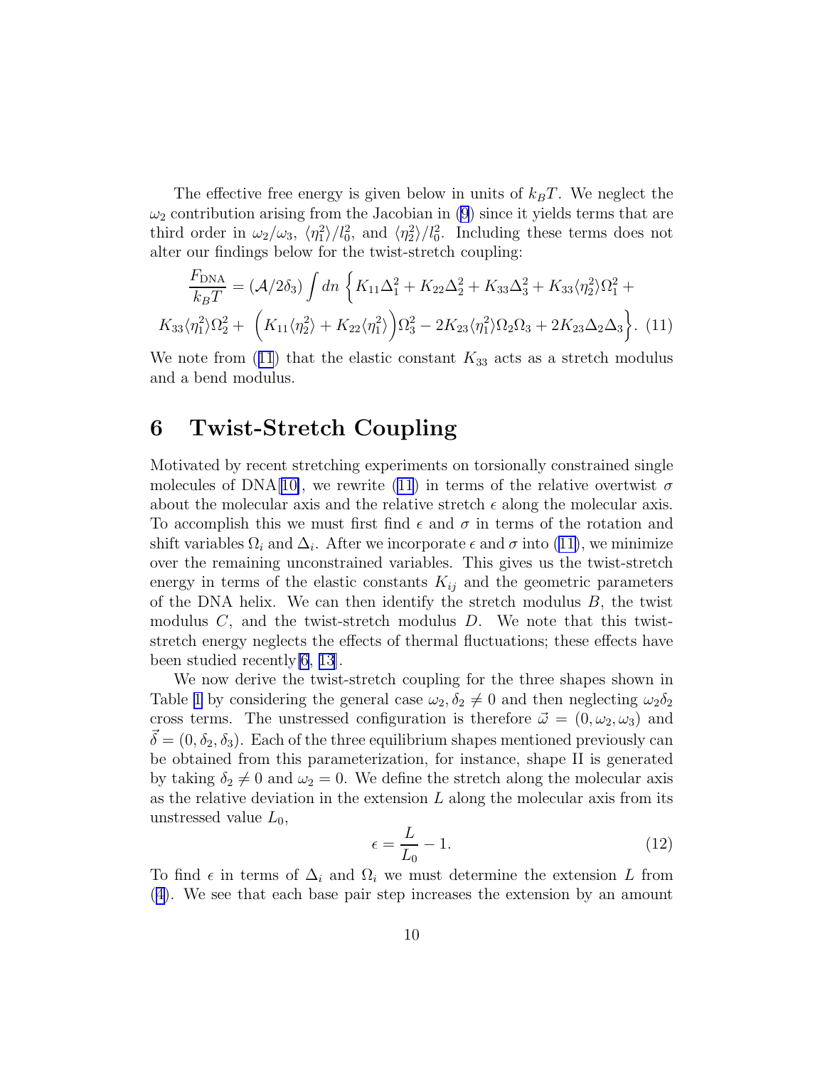The effective free energy is given below in units of $k_BT$. We neglect the $\omega_2$ contribution arising from the Jacobian in (9) since it yields terms that are third order in $\omega_2/\omega_3$, $\langle\eta_1^2\rangle/l_0^2$, and $\langle\eta_2^2\rangle/l_0^2$. Including these terms does not alter our findings below for the twist-stretch coupling:

$$\frac{F_{\rm DNA}}{k_BT} = (\mathcal{A}/2\delta_3)\int dn\,\Big\{K_{11}\Delta_1^2 + K_{22}\Delta_2^2 + K_{33}\Delta_3^2 + K_{33}\langle\eta_2^2\rangle\Omega_1^2 +$$
$$K_{33}\langle\eta_1^2\rangle\Omega_2^2 + \Big(K_{11}\langle\eta_2^2\rangle + K_{22}\langle\eta_1^2\rangle\Big)\Omega_3^2 - 2K_{23}\langle\eta_1^2\rangle\Omega_2\Omega_3 + 2K_{23}\Delta_2\Delta_3\Big\}. \quad (11)$$

We note from (11) that the elastic constant $K_{33}$ acts as a stretch modulus and a bend modulus.

# 6 Twist-Stretch Coupling

Motivated by recent stretching experiments on torsionally constrained single molecules of DNA[10], we rewrite (11) in terms of the relative overtwist $\sigma$ about the molecular axis and the relative stretch $\epsilon$ along the molecular axis. To accomplish this we must first find $\epsilon$ and $\sigma$ in terms of the rotation and shift variables $\Omega_i$ and $\Delta_i$. After we incorporate $\epsilon$ and $\sigma$ into (11), we minimize over the remaining unconstrained variables. This gives us the twist-stretch energy in terms of the elastic constants $K_{ij}$ and the geometric parameters of the DNA helix. We can then identify the stretch modulus $B$, the twist modulus $C$, and the twist-stretch modulus $D$. We note that this twist-stretch energy neglects the effects of thermal fluctuations; these effects have been studied recently[6, 13].

We now derive the twist-stretch coupling for the three shapes shown in Table 1 by considering the general case $\omega_2, \delta_2 \neq 0$ and then neglecting $\omega_2\delta_2$ cross terms. The unstressed configuration is therefore $\vec{\omega} = (0, \omega_2, \omega_3)$ and $\vec{\delta} = (0, \delta_2, \delta_3)$. Each of the three equilibrium shapes mentioned previously can be obtained from this parameterization, for instance, shape II is generated by taking $\delta_2 \neq 0$ and $\omega_2 = 0$. We define the stretch along the molecular axis as the relative deviation in the extension $L$ along the molecular axis from its unstressed value $L_0$,

$$\epsilon = \frac{L}{L_0} - 1. \quad (12)$$

To find $\epsilon$ in terms of $\Delta_i$ and $\Omega_i$ we must determine the extension $L$ from (4). We see that each base pair step increases the extension by an amount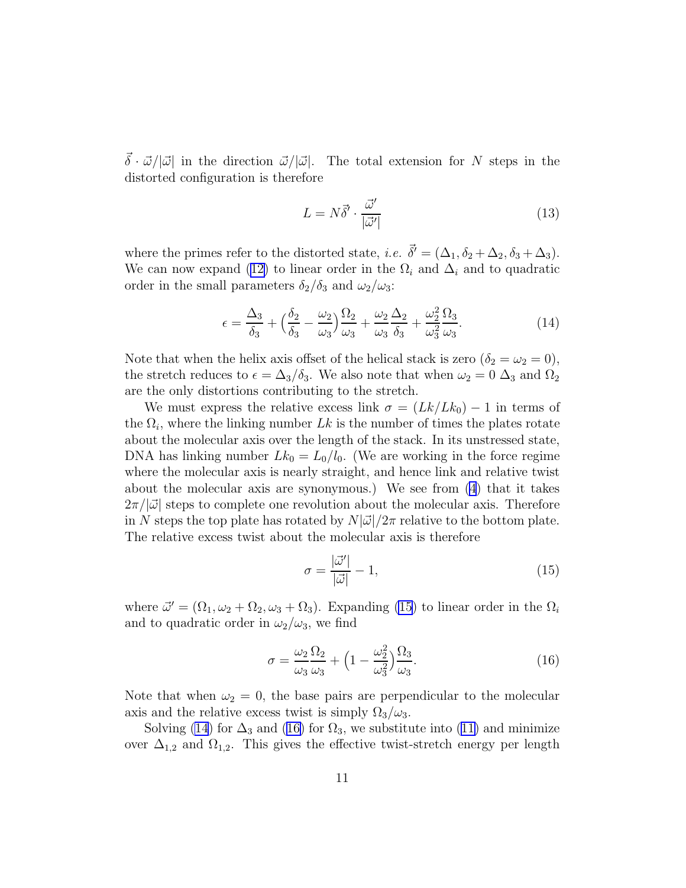$\vec{\delta} \cdot \vec{\omega}/|\vec{\omega}|$ in the direction $\vec{\omega}/|\vec{\omega}|$. The total extension for $N$ steps in the distorted configuration is therefore

$$L = N\vec{\delta}' \cdot \frac{\vec{\omega}'}{|\vec{\omega}'|} \tag{13}$$

where the primes refer to the distorted state, *i.e.* $\vec{\delta}' = (\Delta_1, \delta_2 + \Delta_2, \delta_3 + \Delta_3)$. We can now expand (12) to linear order in the $\Omega_i$ and $\Delta_i$ and to quadratic order in the small parameters $\delta_2/\delta_3$ and $\omega_2/\omega_3$:

$$\epsilon = \frac{\Delta_3}{\delta_3} + \Big(\frac{\delta_2}{\delta_3} - \frac{\omega_2}{\omega_3}\Big)\frac{\Omega_2}{\omega_3} + \frac{\omega_2}{\omega_3}\frac{\Delta_2}{\delta_3} + \frac{\omega_2^2}{\omega_3^2}\frac{\Omega_3}{\omega_3}. \tag{14}$$

Note that when the helix axis offset of the helical stack is zero ($\delta_2 = \omega_2 = 0$), the stretch reduces to $\epsilon = \Delta_3/\delta_3$. We also note that when $\omega_2 = 0$ $\Delta_3$ and $\Omega_2$ are the only distortions contributing to the stretch.

We must express the relative excess link $\sigma = (Lk/Lk_0) - 1$ in terms of the $\Omega_i$, where the linking number $Lk$ is the number of times the plates rotate about the molecular axis over the length of the stack. In its unstressed state, DNA has linking number $Lk_0 = L_0/l_0$. (We are working in the force regime where the molecular axis is nearly straight, and hence link and relative twist about the molecular axis are synonymous.) We see from (4) that it takes $2\pi/|\vec{\omega}|$ steps to complete one revolution about the molecular axis. Therefore in $N$ steps the top plate has rotated by $N|\vec{\omega}|/2\pi$ relative to the bottom plate. The relative excess twist about the molecular axis is therefore

$$\sigma = \frac{|\vec{\omega}'|}{|\vec{\omega}|} - 1, \tag{15}$$

where $\vec{\omega}' = (\Omega_1, \omega_2 + \Omega_2, \omega_3 + \Omega_3)$. Expanding (15) to linear order in the $\Omega_i$ and to quadratic order in $\omega_2/\omega_3$, we find

$$\sigma = \frac{\omega_2}{\omega_3}\frac{\Omega_2}{\omega_3} + \Big(1 - \frac{\omega_2^2}{\omega_3^2}\Big)\frac{\Omega_3}{\omega_3}. \tag{16}$$

Note that when $\omega_2 = 0$, the base pairs are perpendicular to the molecular axis and the relative excess twist is simply $\Omega_3/\omega_3$.

Solving (14) for $\Delta_3$ and (16) for $\Omega_3$, we substitute into (11) and minimize over $\Delta_{1,2}$ and $\Omega_{1,2}$. This gives the effective twist-stretch energy per length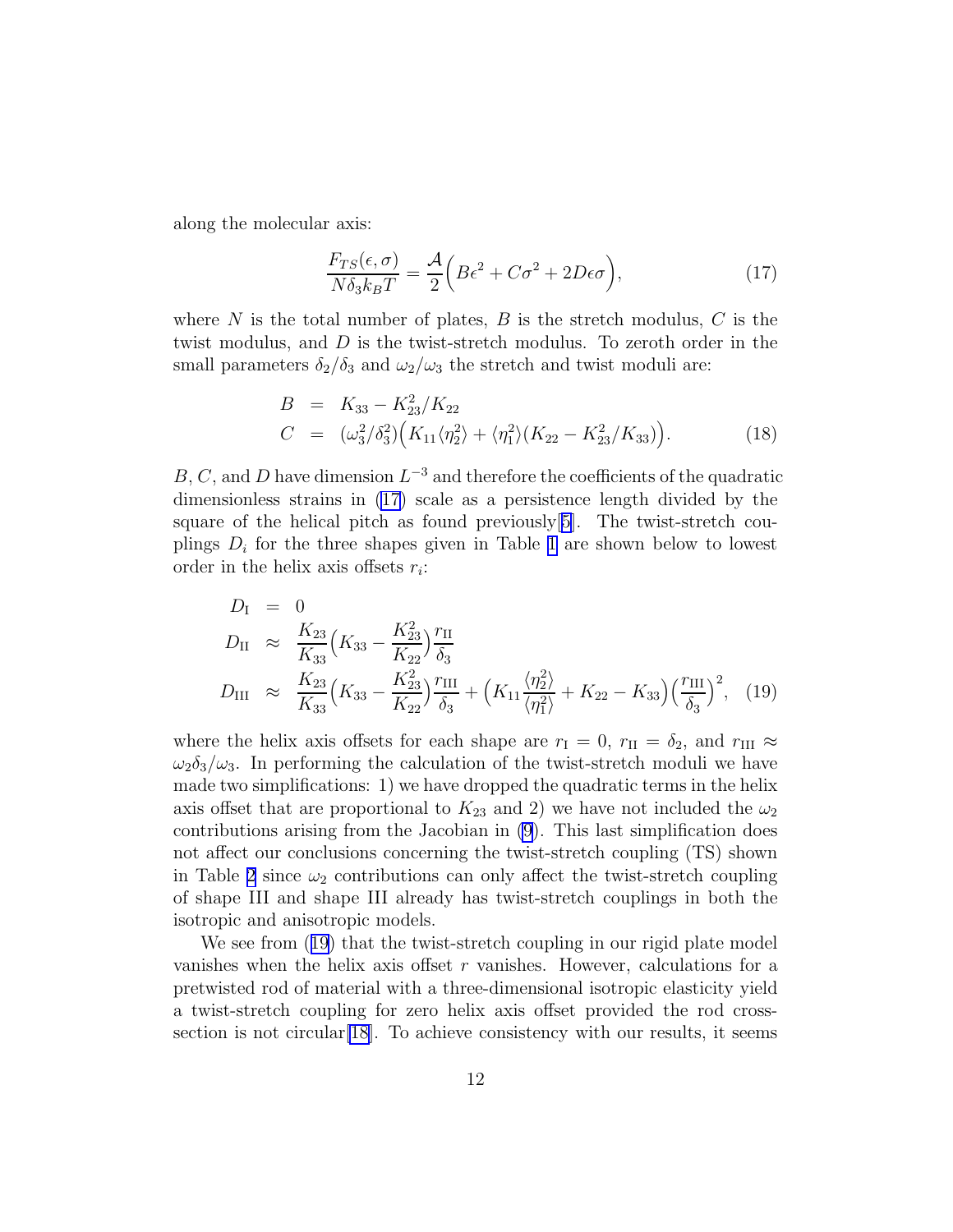along the molecular axis:

$$\frac{F_{TS}(\epsilon, \sigma)}{N\delta_3 k_B T} = \frac{\mathcal{A}}{2}\Big(B\epsilon^2 + C\sigma^2 + 2D\epsilon\sigma\Big), \tag{17}$$

where $N$ is the total number of plates, $B$ is the stretch modulus, $C$ is the twist modulus, and $D$ is the twist-stretch modulus. To zeroth order in the small parameters $\delta_2/\delta_3$ and $\omega_2/\omega_3$ the stretch and twist moduli are:

$$\begin{aligned}
B &= K_{33} - K_{23}^2/K_{22} \\
C &= (\omega_3^2/\delta_3^2)\Big(K_{11}\langle\eta_2^2\rangle + \langle\eta_1^2\rangle(K_{22} - K_{23}^2/K_{33})\Big).
\end{aligned} \tag{18}$$

$B$, $C$, and $D$ have dimension $L^{-3}$ and therefore the coefficients of the quadratic dimensionless strains in (17) scale as a persistence length divided by the square of the helical pitch as found previously[5]. The twist-stretch couplings $D_i$ for the three shapes given in Table 1 are shown below to lowest order in the helix axis offsets $r_i$:

$$\begin{aligned}
D_{\mathrm{I}} &= 0 \\
D_{\mathrm{II}} &\approx \frac{K_{23}}{K_{33}}\Big(K_{33} - \frac{K_{23}^2}{K_{22}}\Big)\frac{r_{\mathrm{II}}}{\delta_3} \\
D_{\mathrm{III}} &\approx \frac{K_{23}}{K_{33}}\Big(K_{33} - \frac{K_{23}^2}{K_{22}}\Big)\frac{r_{\mathrm{III}}}{\delta_3} + \Big(K_{11}\frac{\langle\eta_2^2\rangle}{\langle\eta_1^2\rangle} + K_{22} - K_{33}\Big)\Big(\frac{r_{\mathrm{III}}}{\delta_3}\Big)^2,
\end{aligned} \tag{19}$$

where the helix axis offsets for each shape are $r_{\mathrm{I}} = 0$, $r_{\mathrm{II}} = \delta_2$, and $r_{\mathrm{III}} \approx \omega_2\delta_3/\omega_3$. In performing the calculation of the twist-stretch moduli we have made two simplifications: 1) we have dropped the quadratic terms in the helix axis offset that are proportional to $K_{23}$ and 2) we have not included the $\omega_2$ contributions arising from the Jacobian in (9). This last simplification does not affect our conclusions concerning the twist-stretch coupling (TS) shown in Table 2 since $\omega_2$ contributions can only affect the twist-stretch coupling of shape III and shape III already has twist-stretch couplings in both the isotropic and anisotropic models.

We see from (19) that the twist-stretch coupling in our rigid plate model vanishes when the helix axis offset $r$ vanishes. However, calculations for a pretwisted rod of material with a three-dimensional isotropic elasticity yield a twist-stretch coupling for zero helix axis offset provided the rod cross-section is not circular[18]. To achieve consistency with our results, it seems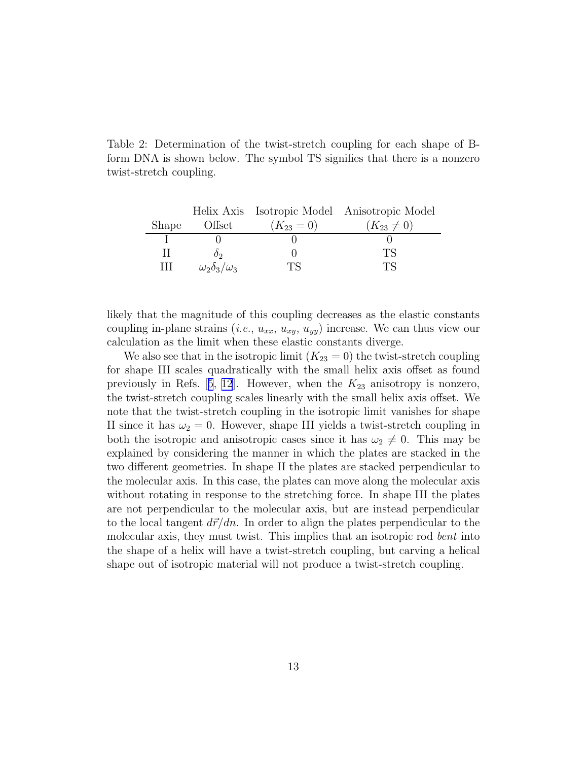Table 2: Determination of the twist-stretch coupling for each shape of B-form DNA is shown below. The symbol TS signifies that there is a nonzero twist-stretch coupling.

| Shape | Helix Axis Offset | Isotropic Model ($K_{23} = 0$) | Anisotropic Model ($K_{23} \neq 0$) |
|---|---|---|---|
| I | 0 | 0 | 0 |
| II | $\delta_2$ | 0 | TS |
| III | $\omega_2\delta_3/\omega_3$ | TS | TS |

likely that the magnitude of this coupling decreases as the elastic constants coupling in-plane strains (*i.e.*, $u_{xx}$, $u_{xy}$, $u_{yy}$) increase. We can thus view our calculation as the limit when these elastic constants diverge.

We also see that in the isotropic limit ($K_{23} = 0$) the twist-stretch coupling for shape III scales quadratically with the small helix axis offset as found previously in Refs. [5, 12]. However, when the $K_{23}$ anisotropy is nonzero, the twist-stretch coupling scales linearly with the small helix axis offset. We note that the twist-stretch coupling in the isotropic limit vanishes for shape II since it has $\omega_2 = 0$. However, shape III yields a twist-stretch coupling in both the isotropic and anisotropic cases since it has $\omega_2 \neq 0$. This may be explained by considering the manner in which the plates are stacked in the two different geometries. In shape II the plates are stacked perpendicular to the molecular axis. In this case, the plates can move along the molecular axis without rotating in response to the stretching force. In shape III the plates are not perpendicular to the molecular axis, but are instead perpendicular to the local tangent $d\vec{r}/dn$. In order to align the plates perpendicular to the molecular axis, they must twist. This implies that an isotropic rod *bent* into the shape of a helix will have a twist-stretch coupling, but carving a helical shape out of isotropic material will not produce a twist-stretch coupling.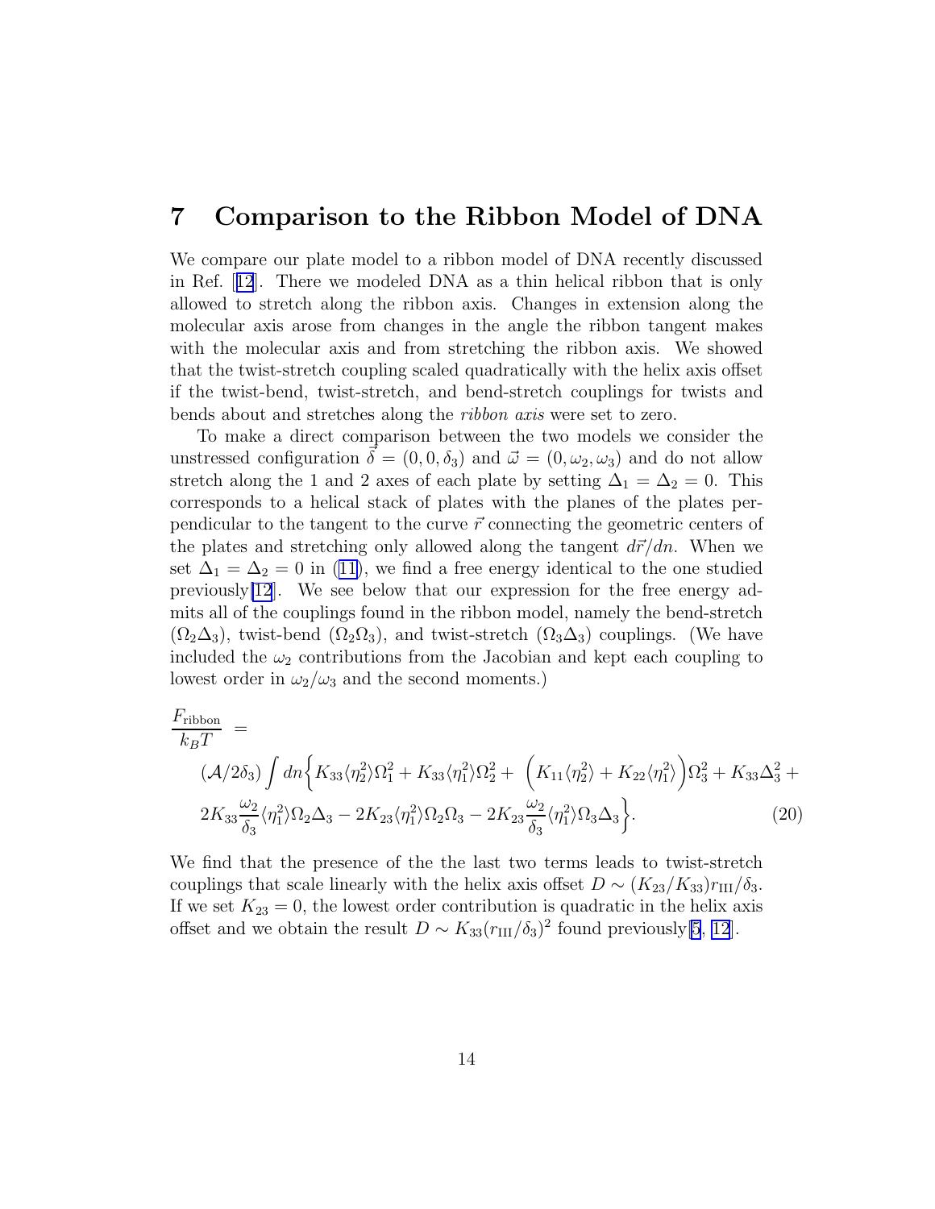# 7 Comparison to the Ribbon Model of DNA

We compare our plate model to a ribbon model of DNA recently discussed in Ref. [12]. There we modeled DNA as a thin helical ribbon that is only allowed to stretch along the ribbon axis. Changes in extension along the molecular axis arose from changes in the angle the ribbon tangent makes with the molecular axis and from stretching the ribbon axis. We showed that the twist-stretch coupling scaled quadratically with the helix axis offset if the twist-bend, twist-stretch, and bend-stretch couplings for twists and bends about and stretches along the *ribbon axis* were set to zero.

To make a direct comparison between the two models we consider the unstressed configuration $\vec{\delta} = (0, 0, \delta_3)$ and $\vec{\omega} = (0, \omega_2, \omega_3)$ and do not allow stretch along the 1 and 2 axes of each plate by setting $\Delta_1 = \Delta_2 = 0$. This corresponds to a helical stack of plates with the planes of the plates perpendicular to the tangent to the curve $\vec{r}$ connecting the geometric centers of the plates and stretching only allowed along the tangent $d\vec{r}/dn$. When we set $\Delta_1 = \Delta_2 = 0$ in (11), we find a free energy identical to the one studied previously[12]. We see below that our expression for the free energy admits all of the couplings found in the ribbon model, namely the bend-stretch ($\Omega_2 \Delta_3$), twist-bend ($\Omega_2 \Omega_3$), and twist-stretch ($\Omega_3 \Delta_3$) couplings. (We have included the $\omega_2$ contributions from the Jacobian and kept each coupling to lowest order in $\omega_2/\omega_3$ and the second moments.)

$$
\begin{aligned}
\frac{F_{\rm ribbon}}{k_B T} &= \\
&(\mathcal{A}/2\delta_3) \int dn \Big\{ K_{33} \langle \eta_2^2 \rangle \Omega_1^2 + K_{33} \langle \eta_1^2 \rangle \Omega_2^2 + \Big( K_{11} \langle \eta_2^2 \rangle + K_{22} \langle \eta_1^2 \rangle \Big) \Omega_3^2 + K_{33} \Delta_3^2 + \\
&2K_{33} \frac{\omega_2}{\delta_3} \langle \eta_1^2 \rangle \Omega_2 \Delta_3 - 2K_{23} \langle \eta_1^2 \rangle \Omega_2 \Omega_3 - 2K_{23} \frac{\omega_2}{\delta_3} \langle \eta_1^2 \rangle \Omega_3 \Delta_3 \Big\}. \qquad (20)
\end{aligned}
$$

We find that the presence of the the last two terms leads to twist-stretch couplings that scale linearly with the helix axis offset $D \sim (K_{23}/K_{33}) r_{\rm III}/\delta_3$. If we set $K_{23} = 0$, the lowest order contribution is quadratic in the helix axis offset and we obtain the result $D \sim K_{33}(r_{\rm III}/\delta_3)^2$ found previously[5, 12].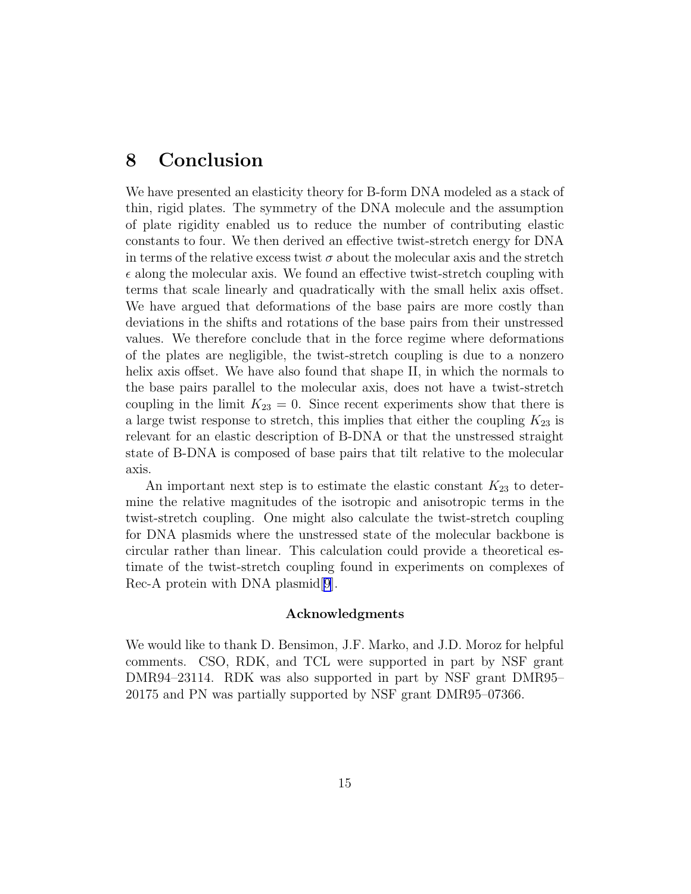## 8 Conclusion

We have presented an elasticity theory for B-form DNA modeled as a stack of thin, rigid plates. The symmetry of the DNA molecule and the assumption of plate rigidity enabled us to reduce the number of contributing elastic constants to four. We then derived an effective twist-stretch energy for DNA in terms of the relative excess twist $\sigma$ about the molecular axis and the stretch $\epsilon$ along the molecular axis. We found an effective twist-stretch coupling with terms that scale linearly and quadratically with the small helix axis offset. We have argued that deformations of the base pairs are more costly than deviations in the shifts and rotations of the base pairs from their unstressed values. We therefore conclude that in the force regime where deformations of the plates are negligible, the twist-stretch coupling is due to a nonzero helix axis offset. We have also found that shape II, in which the normals to the base pairs parallel to the molecular axis, does not have a twist-stretch coupling in the limit $K_{23} = 0$. Since recent experiments show that there is a large twist response to stretch, this implies that either the coupling $K_{23}$ is relevant for an elastic description of B-DNA or that the unstressed straight state of B-DNA is composed of base pairs that tilt relative to the molecular axis.

An important next step is to estimate the elastic constant $K_{23}$ to determine the relative magnitudes of the isotropic and anisotropic terms in the twist-stretch coupling. One might also calculate the twist-stretch coupling for DNA plasmids where the unstressed state of the molecular backbone is circular rather than linear. This calculation could provide a theoretical estimate of the twist-stretch coupling found in experiments on complexes of Rec-A protein with DNA plasmid[9].

### Acknowledgments

We would like to thank D. Bensimon, J.F. Marko, and J.D. Moroz for helpful comments. CSO, RDK, and TCL were supported in part by NSF grant DMR94–23114. RDK was also supported in part by NSF grant DMR95–20175 and PN was partially supported by NSF grant DMR95–07366.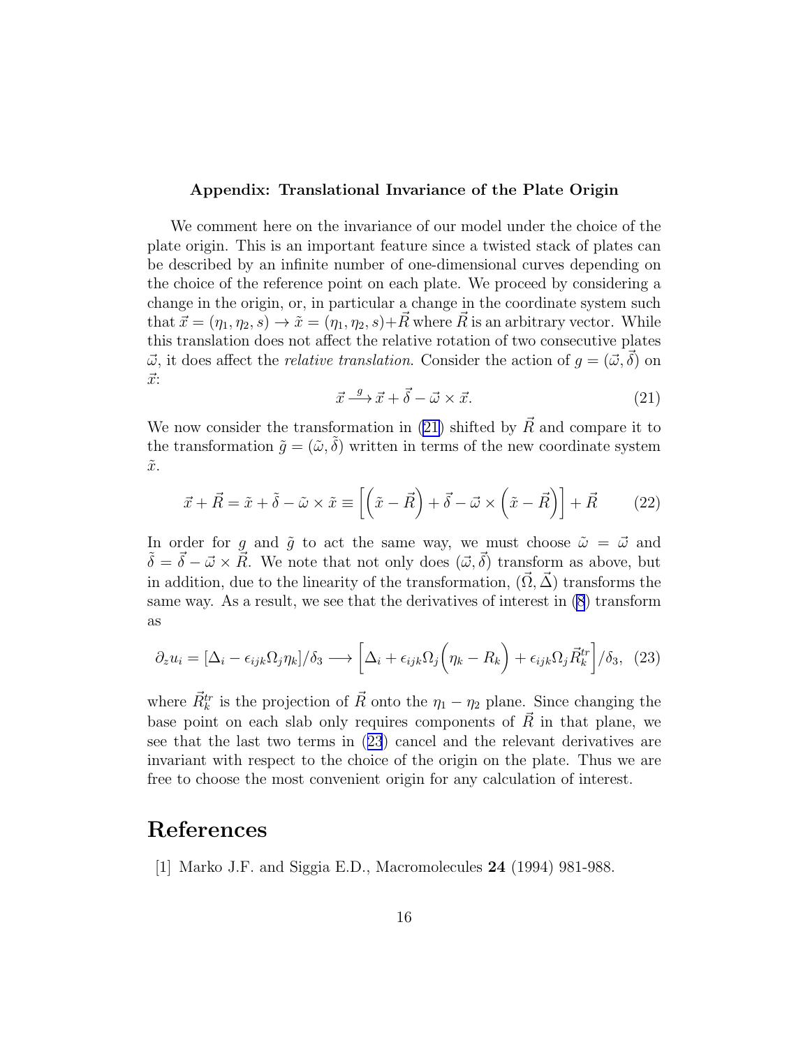### Appendix: Translational Invariance of the Plate Origin

We comment here on the invariance of our model under the choice of the plate origin. This is an important feature since a twisted stack of plates can be described by an infinite number of one-dimensional curves depending on the choice of the reference point on each plate. We proceed by considering a change in the origin, or, in particular a change in the coordinate system such that $\vec{x} = (\eta_1, \eta_2, s) \to \tilde{x} = (\eta_1, \eta_2, s) + \vec{R}$ where $\vec{R}$ is an arbitrary vector. While this translation does not affect the relative rotation of two consecutive plates $\vec{\omega}$, it does affect the *relative translation*. Consider the action of $g = (\vec{\omega}, \vec{\delta})$ on $\vec{x}$:

$$\vec{x} \xrightarrow{g} \vec{x} + \vec{\delta} - \vec{\omega} \times \vec{x}. \tag{21}$$

We now consider the transformation in (21) shifted by $\vec{R}$ and compare it to the transformation $\tilde{g} = (\tilde{\omega}, \tilde{\delta})$ written in terms of the new coordinate system $\tilde{x}$.

$$\vec{x} + \vec{R} = \tilde{x} + \tilde{\delta} - \tilde{\omega} \times \tilde{x} \equiv \left[ \left( \tilde{x} - \vec{R} \right) + \vec{\delta} - \vec{\omega} \times \left( \tilde{x} - \vec{R} \right) \right] + \vec{R} \tag{22}$$

In order for $g$ and $\tilde{g}$ to act the same way, we must choose $\tilde{\omega} = \vec{\omega}$ and $\tilde{\delta} = \vec{\delta} - \vec{\omega} \times \vec{R}$. We note that not only does $(\vec{\omega}, \vec{\delta})$ transform as above, but in addition, due to the linearity of the transformation, $(\vec{\Omega}, \vec{\Delta})$ transforms the same way. As a result, we see that the derivatives of interest in (8) transform as

$$\partial_z u_i = [\Delta_i - \epsilon_{ijk}\Omega_j \eta_k]/\delta_3 \longrightarrow \left[ \Delta_i + \epsilon_{ijk}\Omega_j \Big( \eta_k - R_k \Big) + \epsilon_{ijk}\Omega_j \vec{R}^{tr}_k \right] / \delta_3, \tag{23}$$

where $\vec{R}^{tr}_k$ is the projection of $\vec{R}$ onto the $\eta_1 - \eta_2$ plane. Since changing the base point on each slab only requires components of $\vec{R}$ in that plane, we see that the last two terms in (23) cancel and the relevant derivatives are invariant with respect to the choice of the origin on the plate. Thus we are free to choose the most convenient origin for any calculation of interest.

## References

[1] Marko J.F. and Siggia E.D., Macromolecules **24** (1994) 981-988.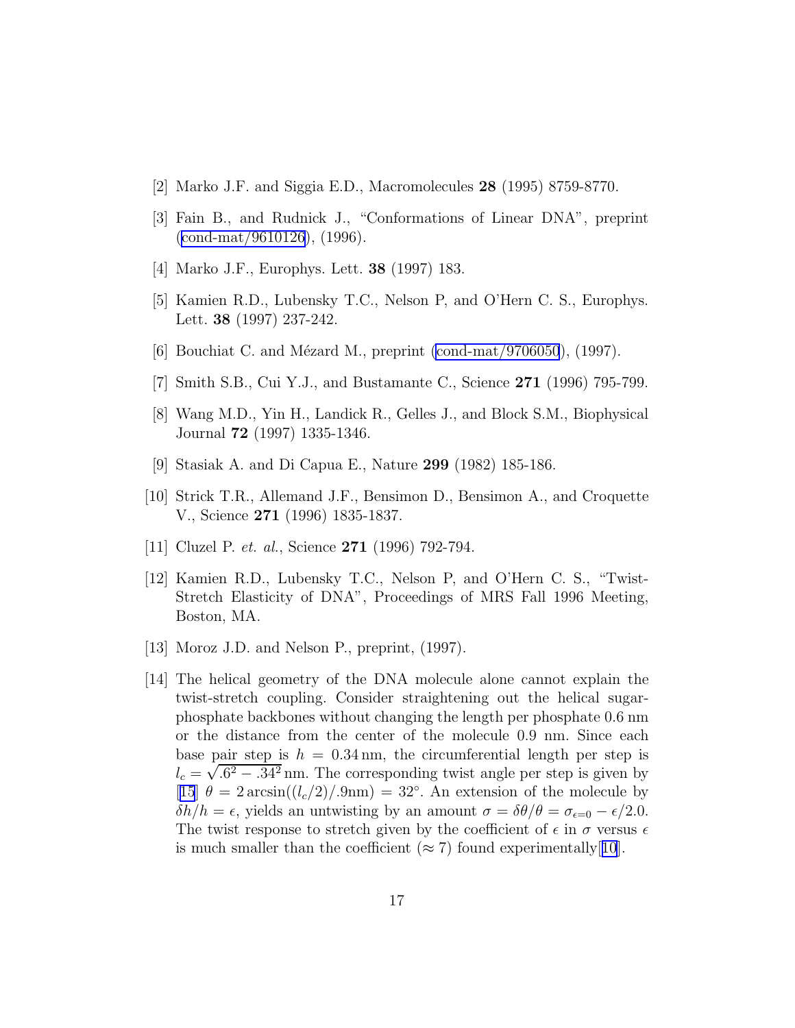[2] Marko J.F. and Siggia E.D., Macromolecules **28** (1995) 8759-8770.

[3] Fain B., and Rudnick J., "Conformations of Linear DNA", preprint (cond-mat/9610126), (1996).

[4] Marko J.F., Europhys. Lett. **38** (1997) 183.

[5] Kamien R.D., Lubensky T.C., Nelson P, and O'Hern C. S., Europhys. Lett. **38** (1997) 237-242.

[6] Bouchiat C. and Mézard M., preprint (cond-mat/9706050), (1997).

[7] Smith S.B., Cui Y.J., and Bustamante C., Science **271** (1996) 795-799.

[8] Wang M.D., Yin H., Landick R., Gelles J., and Block S.M., Biophysical Journal **72** (1997) 1335-1346.

[9] Stasiak A. and Di Capua E., Nature **299** (1982) 185-186.

[10] Strick T.R., Allemand J.F., Bensimon D., Bensimon A., and Croquette V., Science **271** (1996) 1835-1837.

[11] Cluzel P. *et. al.*, Science **271** (1996) 792-794.

[12] Kamien R.D., Lubensky T.C., Nelson P, and O'Hern C. S., "Twist-Stretch Elasticity of DNA", Proceedings of MRS Fall 1996 Meeting, Boston, MA.

[13] Moroz J.D. and Nelson P., preprint, (1997).

[14] The helical geometry of the DNA molecule alone cannot explain the twist-stretch coupling. Consider straightening out the helical sugar-phosphate backbones without changing the length per phosphate 0.6 nm or the distance from the center of the molecule 0.9 nm. Since each base pair step is $h = 0.34\,\mathrm{nm}$, the circumferential length per step is $l_c = \sqrt{.6^2 - .34^2}\,\mathrm{nm}$. The corresponding twist angle per step is given by [15] $\theta = 2\arcsin((l_c/2)/.9\mathrm{nm}) = 32^\circ$. An extension of the molecule by $\delta h/h = \epsilon$, yields an untwisting by an amount $\sigma = \delta\theta/\theta = \sigma_{\epsilon=0} - \epsilon/2.0$. The twist response to stretch given by the coefficient of $\epsilon$ in $\sigma$ versus $\epsilon$ is much smaller than the coefficient ($\approx 7$) found experimentally[10].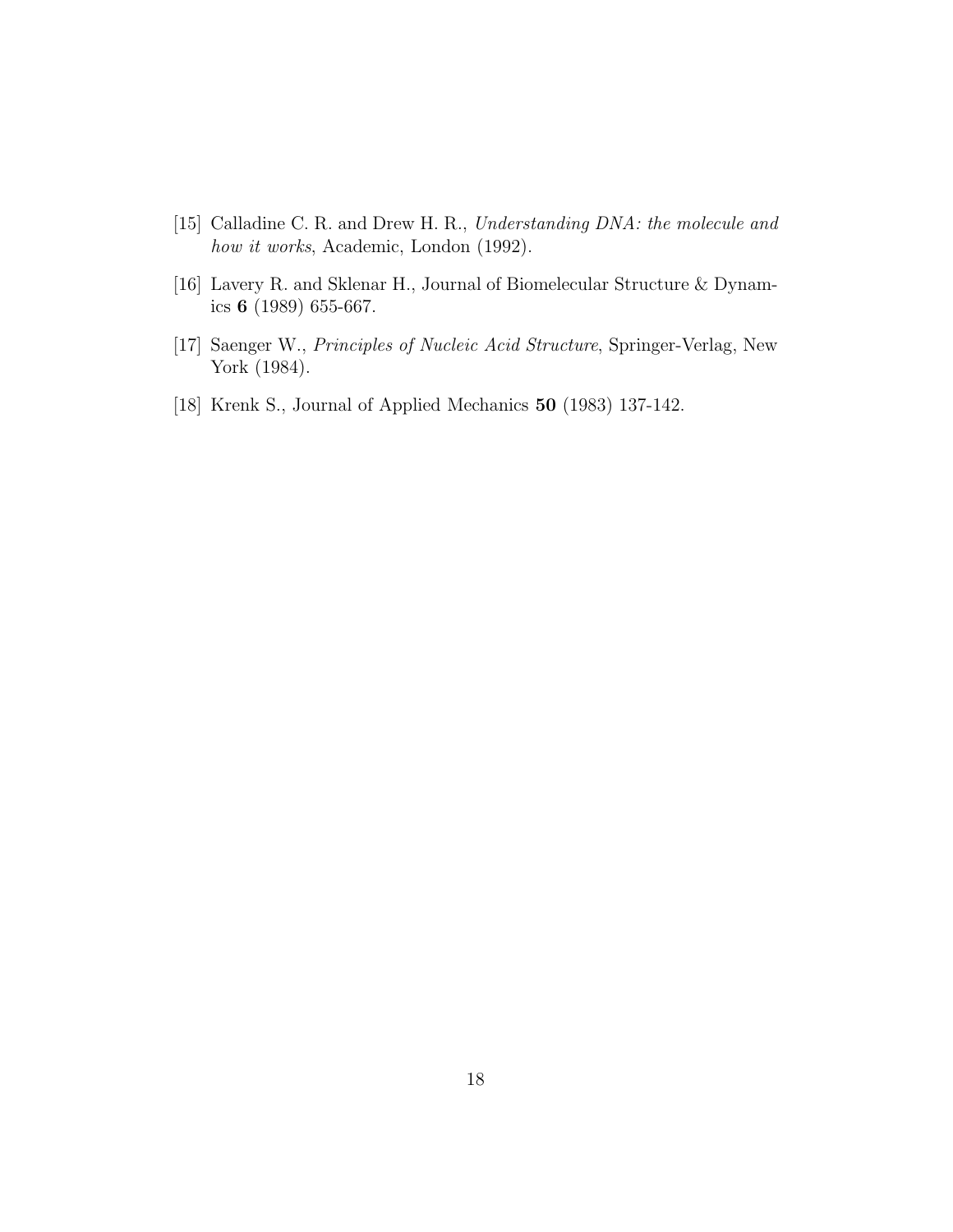[15] Calladine C. R. and Drew H. R., *Understanding DNA: the molecule and how it works*, Academic, London (1992).

[16] Lavery R. and Sklenar H., Journal of Biomelecular Structure & Dynamics **6** (1989) 655-667.

[17] Saenger W., *Principles of Nucleic Acid Structure*, Springer-Verlag, New York (1984).

[18] Krenk S., Journal of Applied Mechanics **50** (1983) 137-142.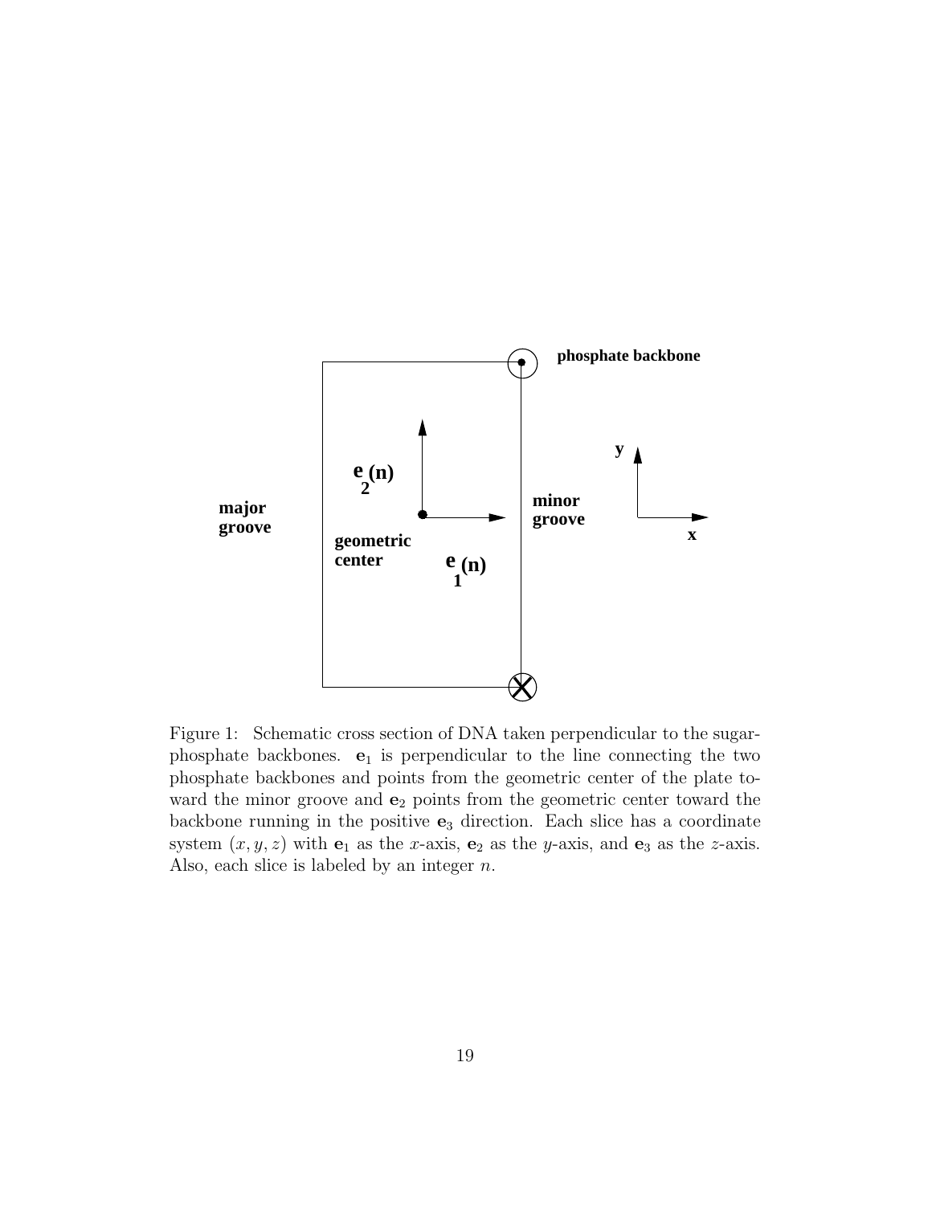phosphate backbone

$\mathbf{e}_2$(n)

major groove

geometric center

$\mathbf{e}_1$(n)

minor groove

y

x

Figure 1: Schematic cross section of DNA taken perpendicular to the sugar-phosphate backbones. $\mathbf{e}_1$ is perpendicular to the line connecting the two phosphate backbones and points from the geometric center of the plate toward the minor groove and $\mathbf{e}_2$ points from the geometric center toward the backbone running in the positive $\mathbf{e}_3$ direction. Each slice has a coordinate system $(x, y, z)$ with $\mathbf{e}_1$ as the $x$-axis, $\mathbf{e}_2$ as the $y$-axis, and $\mathbf{e}_3$ as the $z$-axis. Also, each slice is labeled by an integer $n$.